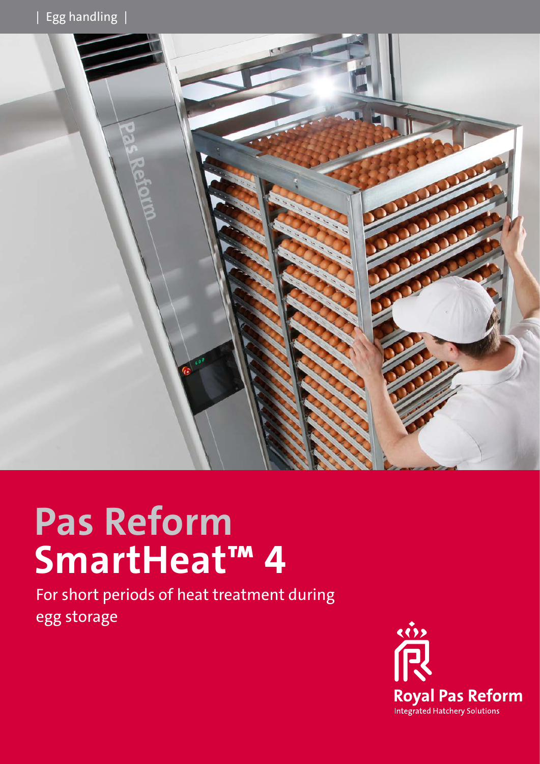| Egg handling |

# Pas Reform SmartHeat™ 4

For short periods of heat treatment during egg storage

Royal Pas Reform
Integrated Hatchery Solutions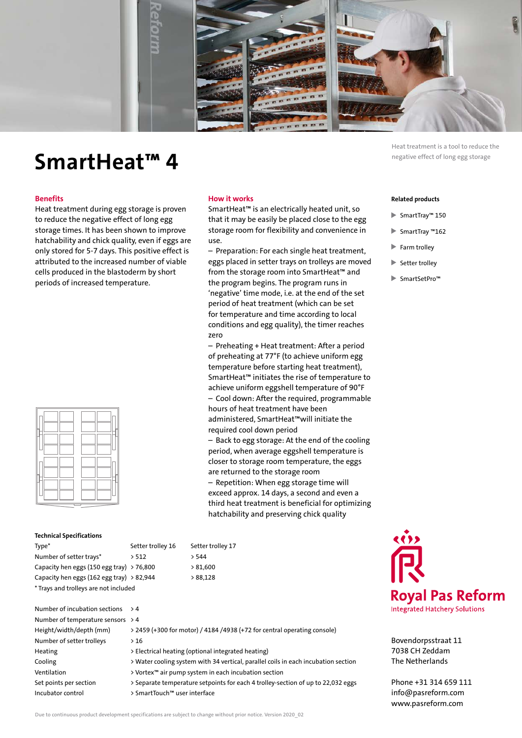# SmartHeat™ 4

Heat treatment is a tool to reduce the negative effect of long egg storage

### Benefits

Heat treatment during egg storage is proven to reduce the negative effect of long egg storage times. It has been shown to improve hatchability and chick quality, even if eggs are only stored for 5-7 days. This positive effect is attributed to the increased number of viable cells produced in the blastoderm by short periods of increased temperature.

### How it works

SmartHeat™ is an electrically heated unit, so that it may be easily be placed close to the egg storage room for flexibility and convenience in use.

– Preparation: For each single heat treatment, eggs placed in setter trays on trolleys are moved from the storage room into SmartHeat™ and the program begins. The program runs in 'negative' time mode, i.e. at the end of the set period of heat treatment (which can be set for temperature and time according to local conditions and egg quality), the timer reaches zero

– Preheating + Heat treatment: After a period of preheating at 77°F (to achieve uniform egg temperature before starting heat treatment), SmartHeat™ initiates the rise of temperature to achieve uniform eggshell temperature of 90°F

– Cool down: After the required, programmable hours of heat treatment have been administered, SmartHeat™will initiate the required cool down period

– Back to egg storage: At the end of the cooling period, when average eggshell temperature is closer to storage room temperature, the eggs are returned to the storage room

– Repetition: When egg storage time will exceed approx. 14 days, a second and even a third heat treatment is beneficial for optimizing hatchability and preserving chick quality

**Related products**

- SmartTray™ 150
- SmartTray ™162
- Farm trolley
- Setter trolley
- SmartSetPro™

### Technical Specifications

| Type* | Setter trolley 16 | Setter trolley 17 |
|---|---|---|
| Number of setter trays* | > 512 | > 544 |
| Capacity hen eggs (150 egg tray) | > 76,800 | > 81,600 |
| Capacity hen eggs (162 egg tray) | > 82,944 | > 88,128 |

* Trays and trolleys are not included

| | |
|---|---|
| Number of incubation sections | > 4 |
| Number of temperature sensors | > 4 |
| Height/width/depth (mm) | > 2459 (+300 for motor) / 4184 /4938 (+72 for central operating console) |
| Number of setter trolleys | > 16 |
| Heating | > Electrical heating (optional integrated heating) |
| Cooling | > Water cooling system with 34 vertical, parallel coils in each incubation section |
| Ventilation | > Vortex™ air pump system in each incubation section |
| Set points per section | > Separate temperature setpoints for each 4 trolley-section of up to 22,032 eggs |
| Incubator control | > SmartTouch™ user interface |

**Royal Pas Reform**
Integrated Hatchery Solutions

Bovendorpsstraat 11
7038 CH Zeddam
The Netherlands

Phone +31 314 659 111
info@pasreform.com
www.pasreform.com

Due to continuous product development specifications are subject to change without prior notice. Version 2020_02